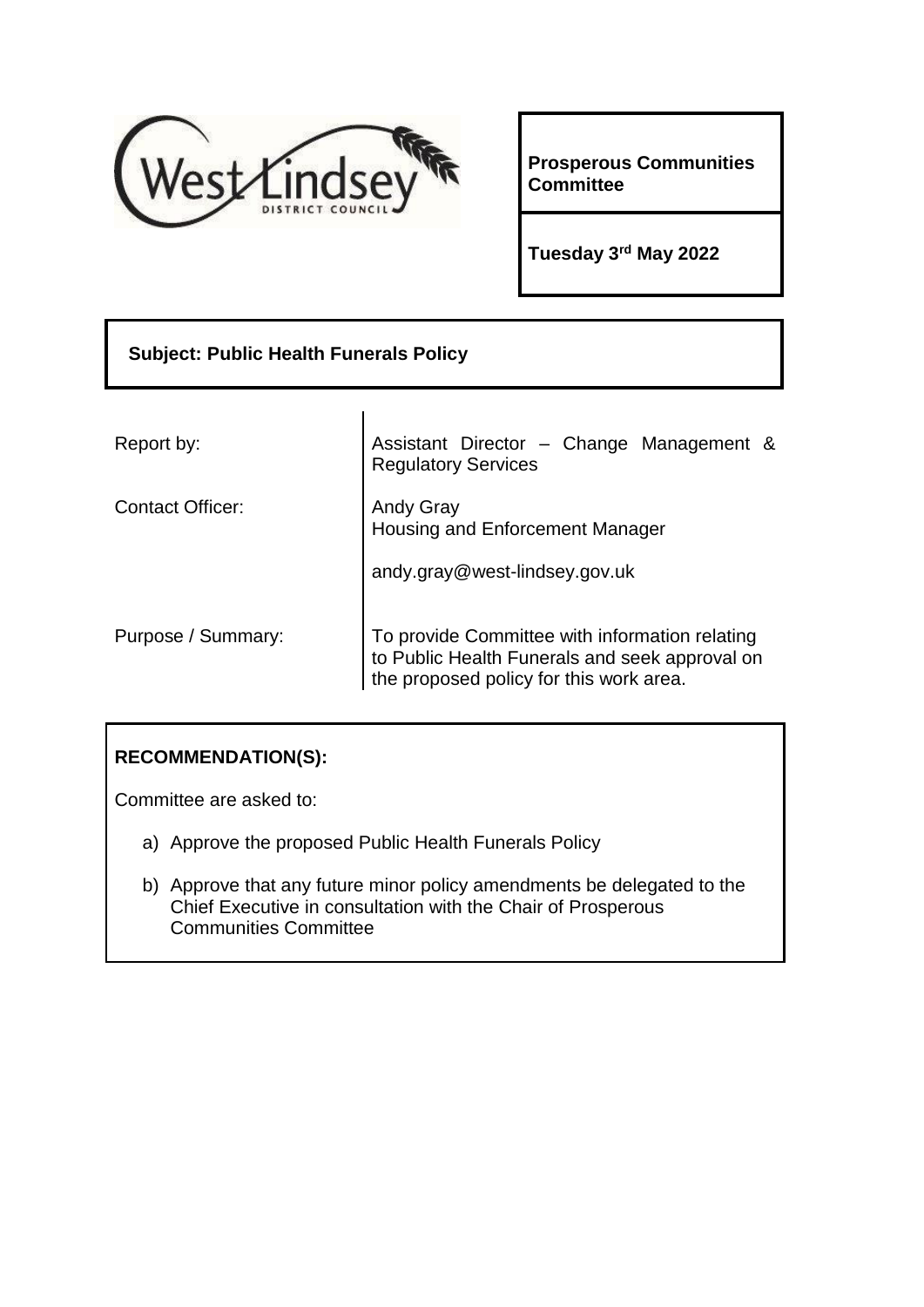**Prosperous Communities Committee**

**Tuesday 3rd May 2022**

**Subject: Public Health Funerals Policy**

| | |
|---|---|
| Report by: | Assistant Director – Change Management & Regulatory Services |
| Contact Officer: | Andy Gray<br>Housing and Enforcement Manager<br><br>andy.gray@west-lindsey.gov.uk |
| Purpose / Summary: | To provide Committee with information relating to Public Health Funerals and seek approval on the proposed policy for this work area. |

**RECOMMENDATION(S):**

Committee are asked to:

a) Approve the proposed Public Health Funerals Policy

b) Approve that any future minor policy amendments be delegated to the Chief Executive in consultation with the Chair of Prosperous Communities Committee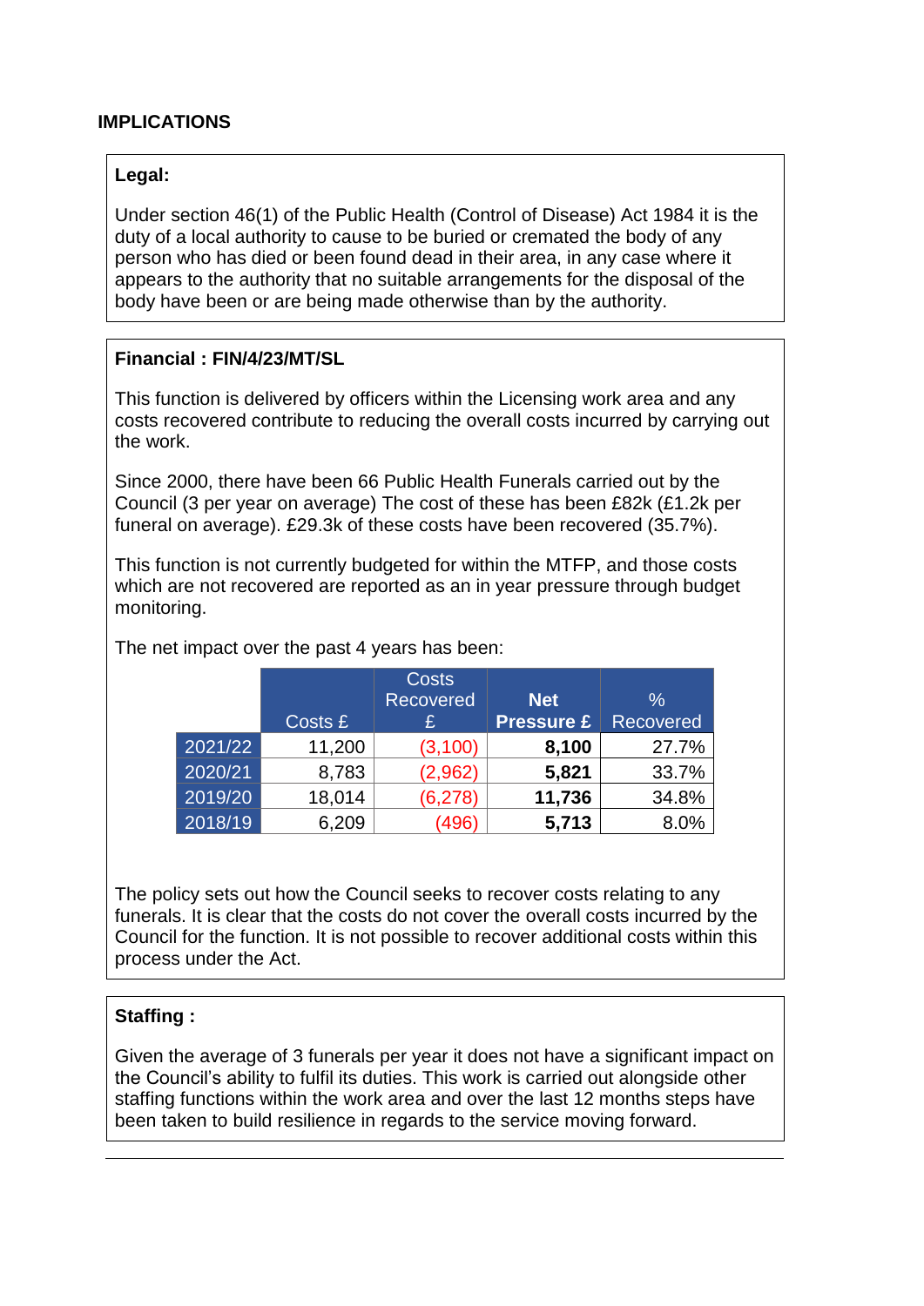## IMPLICATIONS

**Legal:**

Under section 46(1) of the Public Health (Control of Disease) Act 1984 it is the duty of a local authority to cause to be buried or cremated the body of any person who has died or been found dead in their area, in any case where it appears to the authority that no suitable arrangements for the disposal of the body have been or are being made otherwise than by the authority.

**Financial : FIN/4/23/MT/SL**

This function is delivered by officers within the Licensing work area and any costs recovered contribute to reducing the overall costs incurred by carrying out the work.

Since 2000, there have been 66 Public Health Funerals carried out by the Council (3 per year on average) The cost of these has been £82k (£1.2k per funeral on average). £29.3k of these costs have been recovered (35.7%).

This function is not currently budgeted for within the MTFP, and those costs which are not recovered are reported as an in year pressure through budget monitoring.

The net impact over the past 4 years has been:

| | Costs £ | Costs Recovered £ | **Net Pressure £** | % Recovered |
|---|---|---|---|---|
| 2021/22 | 11,200 | (3,100) | **8,100** | 27.7% |
| 2020/21 | 8,783 | (2,962) | **5,821** | 33.7% |
| 2019/20 | 18,014 | (6,278) | **11,736** | 34.8% |
| 2018/19 | 6,209 | (496) | **5,713** | 8.0% |

The policy sets out how the Council seeks to recover costs relating to any funerals. It is clear that the costs do not cover the overall costs incurred by the Council for the function. It is not possible to recover additional costs within this process under the Act.

**Staffing :**

Given the average of 3 funerals per year it does not have a significant impact on the Council's ability to fulfil its duties. This work is carried out alongside other staffing functions within the work area and over the last 12 months steps have been taken to build resilience in regards to the service moving forward.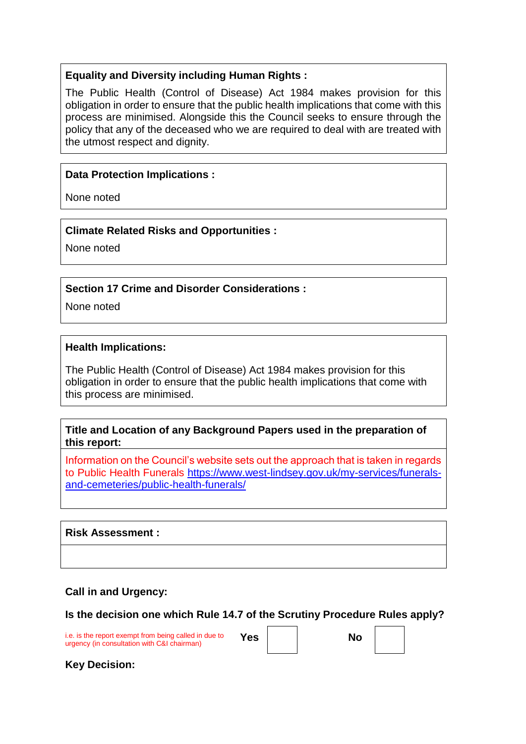**Equality and Diversity including Human Rights :**

The Public Health (Control of Disease) Act 1984 makes provision for this obligation in order to ensure that the public health implications that come with this process are minimised. Alongside this the Council seeks to ensure through the policy that any of the deceased who we are required to deal with are treated with the utmost respect and dignity.

**Data Protection Implications :**

None noted

**Climate Related Risks and Opportunities :**

None noted

**Section 17 Crime and Disorder Considerations :**

None noted

**Health Implications:**

The Public Health (Control of Disease) Act 1984 makes provision for this obligation in order to ensure that the public health implications that come with this process are minimised.

**Title and Location of any Background Papers used in the preparation of this report:**

Information on the Council's website sets out the approach that is taken in regards to Public Health Funerals https://www.west-lindsey.gov.uk/my-services/funerals-and-cemeteries/public-health-funerals/

**Risk Assessment :**

**Call in and Urgency:**

**Is the decision one which Rule 14.7 of the Scrutiny Procedure Rules apply?**

| i.e. is the report exempt from being called in due to urgency (in consultation with C&I chairman) | Yes | | No | |
|---|---|---|---|---|

**Key Decision:**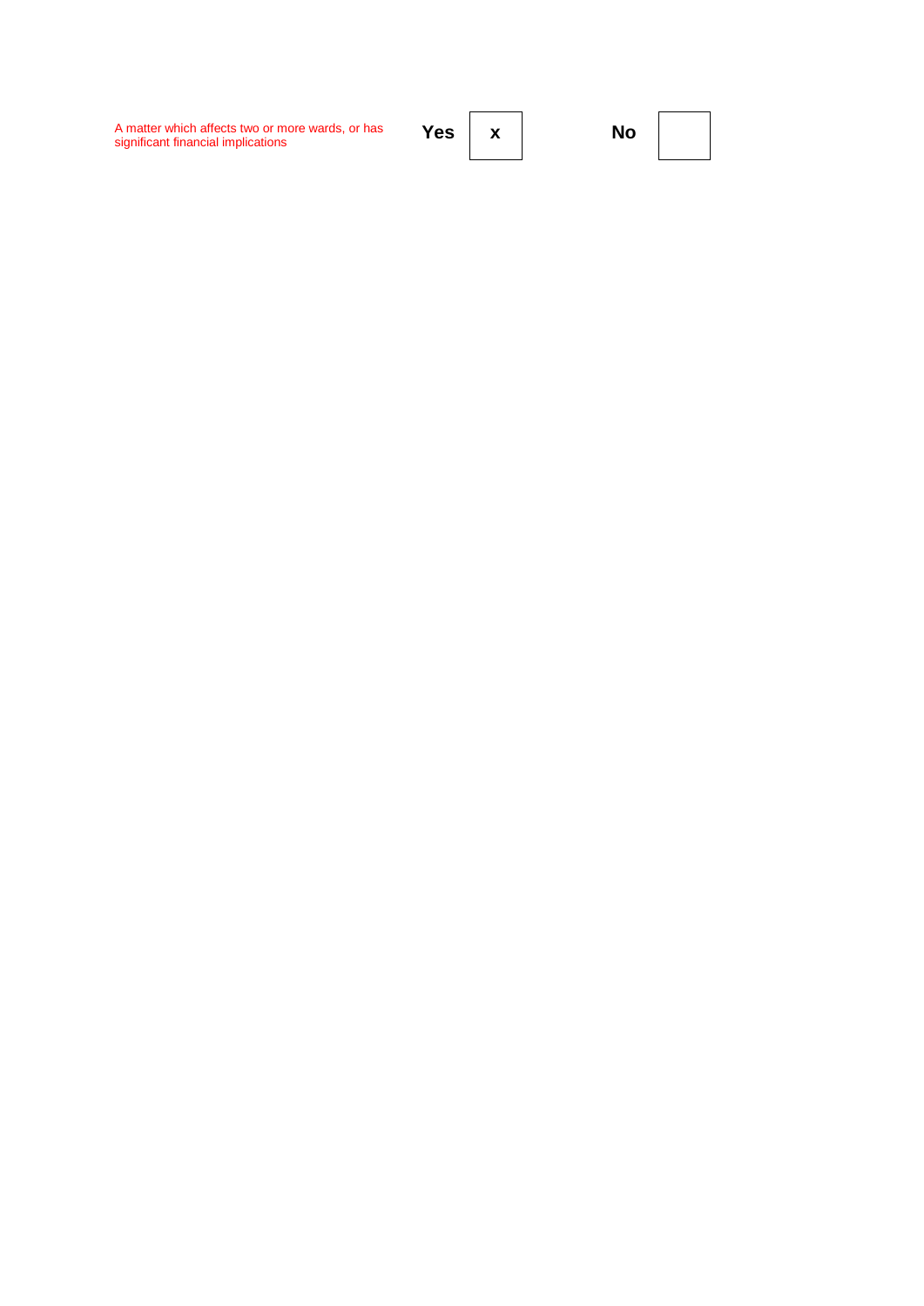| A matter which affects two or more wards, or has significant financial implications | **Yes** | x | **No** | |
|---|---|---|---|---|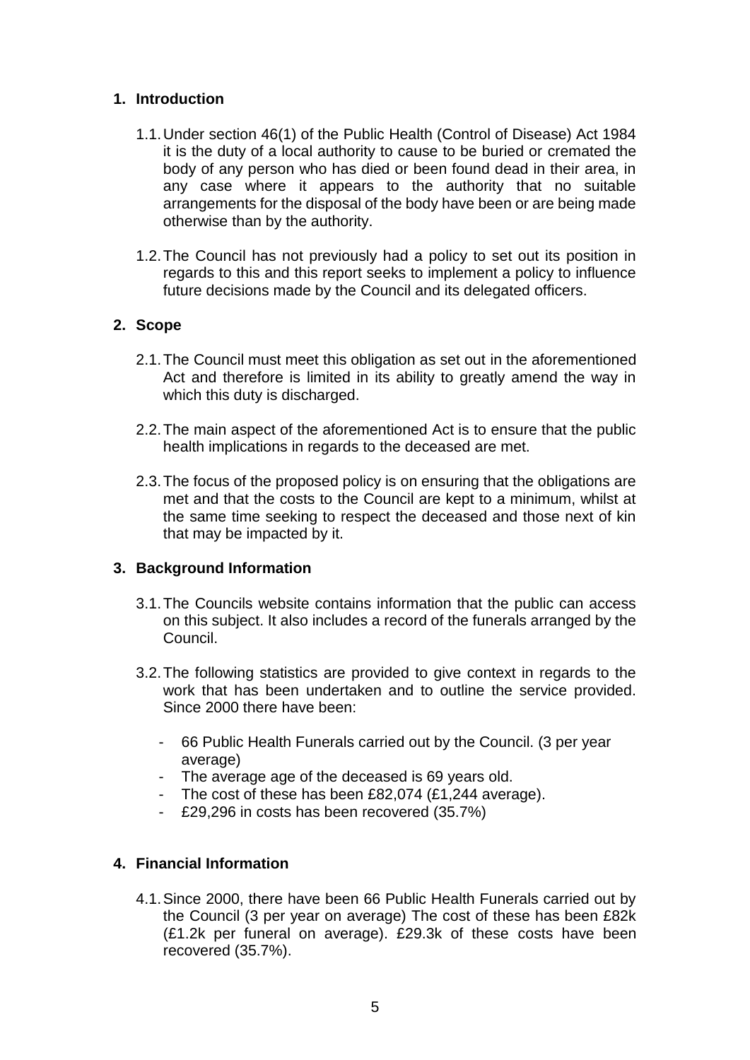## 1. Introduction

1.1. Under section 46(1) of the Public Health (Control of Disease) Act 1984 it is the duty of a local authority to cause to be buried or cremated the body of any person who has died or been found dead in their area, in any case where it appears to the authority that no suitable arrangements for the disposal of the body have been or are being made otherwise than by the authority.

1.2. The Council has not previously had a policy to set out its position in regards to this and this report seeks to implement a policy to influence future decisions made by the Council and its delegated officers.

## 2. Scope

2.1. The Council must meet this obligation as set out in the aforementioned Act and therefore is limited in its ability to greatly amend the way in which this duty is discharged.

2.2. The main aspect of the aforementioned Act is to ensure that the public health implications in regards to the deceased are met.

2.3. The focus of the proposed policy is on ensuring that the obligations are met and that the costs to the Council are kept to a minimum, whilst at the same time seeking to respect the deceased and those next of kin that may be impacted by it.

## 3. Background Information

3.1. The Councils website contains information that the public can access on this subject. It also includes a record of the funerals arranged by the Council.

3.2. The following statistics are provided to give context in regards to the work that has been undertaken and to outline the service provided. Since 2000 there have been:

- 66 Public Health Funerals carried out by the Council. (3 per year average)
- The average age of the deceased is 69 years old.
- The cost of these has been £82,074 (£1,244 average).
- £29,296 in costs has been recovered (35.7%)

## 4. Financial Information

4.1. Since 2000, there have been 66 Public Health Funerals carried out by the Council (3 per year on average) The cost of these has been £82k (£1.2k per funeral on average). £29.3k of these costs have been recovered (35.7%).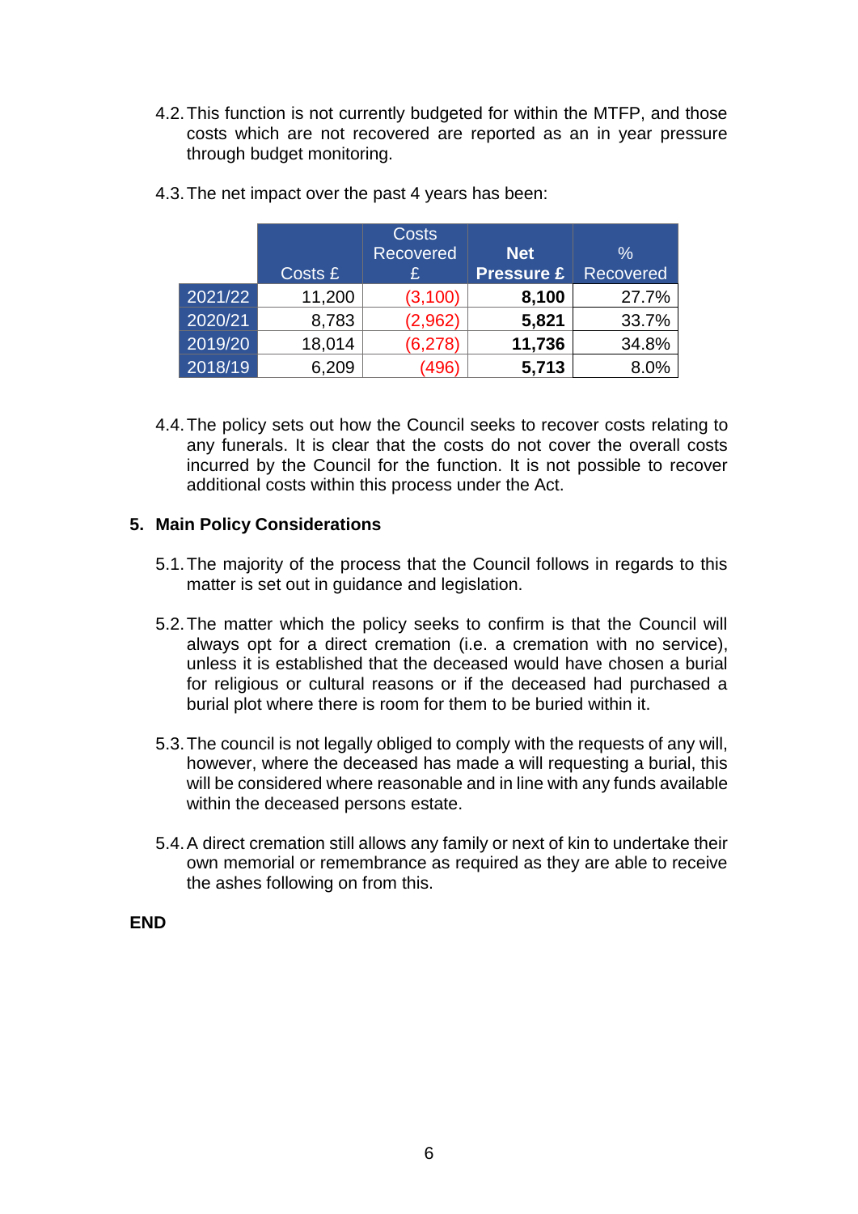4.2. This function is not currently budgeted for within the MTFP, and those costs which are not recovered are reported as an in year pressure through budget monitoring.

4.3. The net impact over the past 4 years has been:

| | Costs £ | Costs Recovered £ | **Net Pressure £** | % Recovered |
|---|---|---|---|---|
| 2021/22 | 11,200 | (3,100) | **8,100** | 27.7% |
| 2020/21 | 8,783 | (2,962) | **5,821** | 33.7% |
| 2019/20 | 18,014 | (6,278) | **11,736** | 34.8% |
| 2018/19 | 6,209 | (496) | **5,713** | 8.0% |

4.4. The policy sets out how the Council seeks to recover costs relating to any funerals. It is clear that the costs do not cover the overall costs incurred by the Council for the function. It is not possible to recover additional costs within this process under the Act.

## 5. Main Policy Considerations

5.1. The majority of the process that the Council follows in regards to this matter is set out in guidance and legislation.

5.2. The matter which the policy seeks to confirm is that the Council will always opt for a direct cremation (i.e. a cremation with no service), unless it is established that the deceased would have chosen a burial for religious or cultural reasons or if the deceased had purchased a burial plot where there is room for them to be buried within it.

5.3. The council is not legally obliged to comply with the requests of any will, however, where the deceased has made a will requesting a burial, this will be considered where reasonable and in line with any funds available within the deceased persons estate.

5.4. A direct cremation still allows any family or next of kin to undertake their own memorial or remembrance as required as they are able to receive the ashes following on from this.

**END**